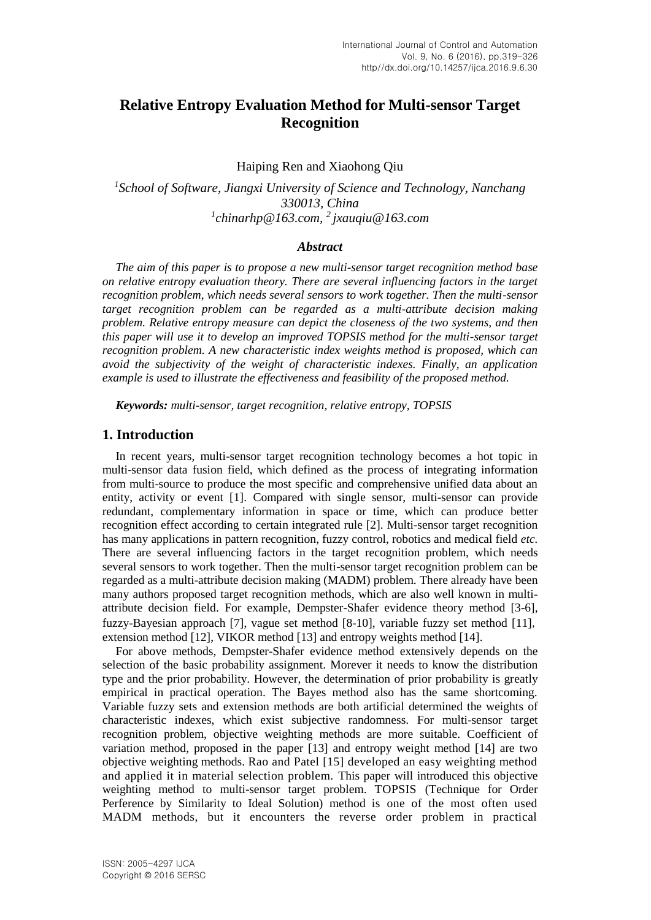# Relative Entropy Evaluation Method for Multi-sensor Target Recognition

Haiping Ren and Xiaohong Qiu

[1]*School of Software, Jiangxi University of Science and Technology, Nanchang 330013, China*
[1]*chinarhp@163.com*, [2]*jxauqiu@163.com*

### *Abstract*

*The aim of this paper is to propose a new multi-sensor target recognition method base on relative entropy evaluation theory. There are several influencing factors in the target recognition problem, which needs several sensors to work together. Then the multi-sensor target recognition problem can be regarded as a multi-attribute decision making problem. Relative entropy measure can depict the closeness of the two systems, and then this paper will use it to develop an improved TOPSIS method for the multi-sensor target recognition problem. A new characteristic index weights method is proposed, which can avoid the subjectivity of the weight of characteristic indexes. Finally, an application example is used to illustrate the effectiveness and feasibility of the proposed method.*

***Keywords:*** *multi-sensor, target recognition, relative entropy, TOPSIS*

## 1. Introduction

In recent years, multi-sensor target recognition technology becomes a hot topic in multi-sensor data fusion field, which defined as the process of integrating information from multi-source to produce the most specific and comprehensive unified data about an entity, activity or event [1]. Compared with single sensor, multi-sensor can provide redundant, complementary information in space or time, which can produce better recognition effect according to certain integrated rule [2]. Multi-sensor target recognition has many applications in pattern recognition, fuzzy control, robotics and medical field *etc.* There are several influencing factors in the target recognition problem, which needs several sensors to work together. Then the multi-sensor target recognition problem can be regarded as a multi-attribute decision making (MADM) problem. There already have been many authors proposed target recognition methods, which are also well known in multi-attribute decision field. For example, Dempster-Shafer evidence theory method [3-6], fuzzy-Bayesian approach [7], vague set method [8-10], variable fuzzy set method [11], extension method [12], VIKOR method [13] and entropy weights method [14].

For above methods, Dempster-Shafer evidence method extensively depends on the selection of the basic probability assignment. Morever it needs to know the distribution type and the prior probability. However, the determination of prior probability is greatly empirical in practical operation. The Bayes method also has the same shortcoming. Variable fuzzy sets and extension methods are both artificial determined the weights of characteristic indexes, which exist subjective randomness. For multi-sensor target recognition problem, objective weighting methods are more suitable. Coefficient of variation method, proposed in the paper [13] and entropy weight method [14] are two objective weighting methods. Rao and Patel [15] developed an easy weighting method and applied it in material selection problem. This paper will introduced this objective weighting method to multi-sensor target problem. TOPSIS (Technique for Order Perference by Similarity to Ideal Solution) method is one of the most often used MADM methods, but it encounters the reverse order problem in practical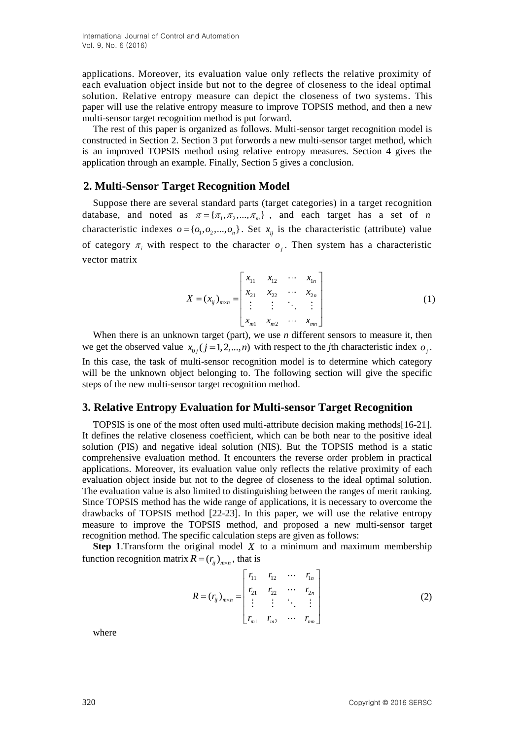applications. Moreover, its evaluation value only reflects the relative proximity of each evaluation object inside but not to the degree of closeness to the ideal optimal solution. Relative entropy measure can depict the closeness of two systems. This paper will use the relative entropy measure to improve TOPSIS method, and then a new multi-sensor target recognition method is put forward.

The rest of this paper is organized as follows. Multi-sensor target recognition model is constructed in Section 2. Section 3 put forwords a new multi-sensor target method, which is an improved TOPSIS method using relative entropy measures. Section 4 gives the application through an example. Finally, Section 5 gives a conclusion.

## 2. Multi-Sensor Target Recognition Model

Suppose there are several standard parts (target categories) in a target recognition database, and noted as $\pi = \{\pi_1, \pi_2, ..., \pi_m\}$, and each target has a set of $n$ characteristic indexes $o = \{o_1, o_2, ..., o_n\}$. Set $x_{ij}$ is the characteristic (attribute) value of category $\pi_i$ with respect to the character $o_j$. Then system has a characteristic vector matrix

$$X = (x_{ij})_{m \times n} = \begin{bmatrix} x_{11} & x_{12} & \cdots & x_{1n} \\ x_{21} & x_{22} & \cdots & x_{2n} \\ \vdots & \vdots & \ddots & \vdots \\ x_{m1} & x_{m2} & \cdots & x_{mn} \end{bmatrix} \tag{1}$$

When there is an unknown target (part), we use $n$ different sensors to measure it, then we get the observed value $x_{0j} (j = 1, 2, ..., n)$ with respect to the $j$th characteristic index $o_j$. In this case, the task of multi-sensor recognition model is to determine which category will be the unknown object belonging to. The following section will give the specific steps of the new multi-sensor target recognition method.

## 3. Relative Entropy Evaluation for Multi-sensor Target Recognition

TOPSIS is one of the most often used multi-attribute decision making methods[16-21]. It defines the relative closeness coefficient, which can be both near to the positive ideal solution (PIS) and negative ideal solution (NIS). But the TOPSIS method is a static comprehensive evaluation method. It encounters the reverse order problem in practical applications. Moreover, its evaluation value only reflects the relative proximity of each evaluation object inside but not to the degree of closeness to the ideal optimal solution. The evaluation value is also limited to distinguishing between the ranges of merit ranking. Since TOPSIS method has the wide range of applications, it is necessary to overcome the drawbacks of TOPSIS method [22-23]. In this paper, we will use the relative entropy measure to improve the TOPSIS method, and proposed a new multi-sensor target recognition method. The specific calculation steps are given as follows:

**Step 1**.Transform the original model $X$ to a minimum and maximum membership function recognition matrix $R = (r_{ij})_{m \times n}$, that is

$$R = (r_{ij})_{m \times n} = \begin{bmatrix} r_{11} & r_{12} & \cdots & r_{1n} \\ r_{21} & r_{22} & \cdots & r_{2n} \\ \vdots & \vdots & \ddots & \vdots \\ r_{m1} & r_{m2} & \cdots & r_{mn} \end{bmatrix} \tag{2}$$

where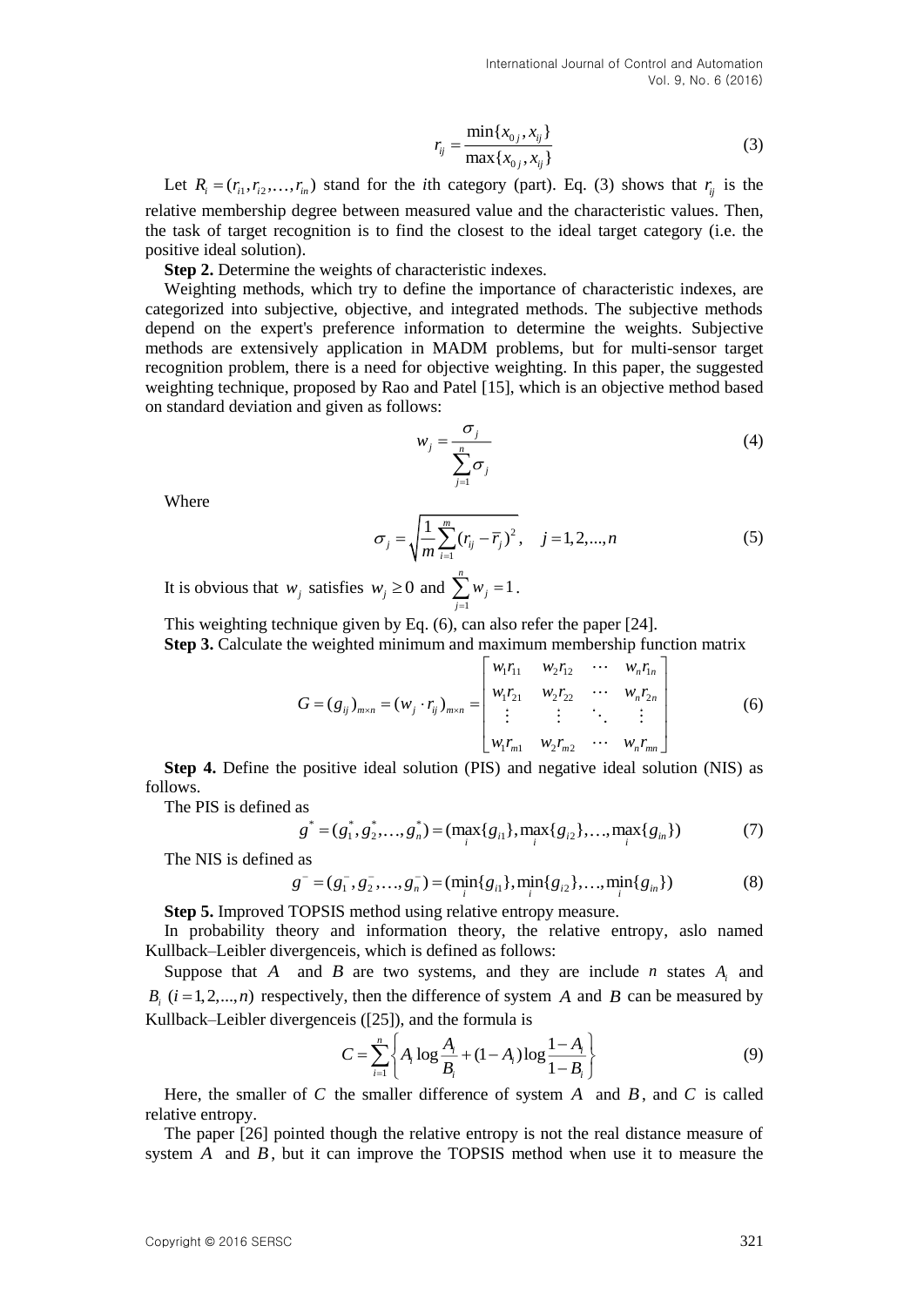$$r_{ij} = \frac{\min\{x_{0j}, x_{ij}\}}{\max\{x_{0j}, x_{ij}\}} \tag{3}$$

Let $R_i = (r_{i1}, r_{i2}, \ldots, r_{in})$ stand for the *i*th category (part). Eq. (3) shows that $r_{ij}$ is the relative membership degree between measured value and the characteristic values. Then, the task of target recognition is to find the closest to the ideal target category (i.e. the positive ideal solution).

**Step 2.** Determine the weights of characteristic indexes.

Weighting methods, which try to define the importance of characteristic indexes, are categorized into subjective, objective, and integrated methods. The subjective methods depend on the expert's preference information to determine the weights. Subjective methods are extensively application in MADM problems, but for multi-sensor target recognition problem, there is a need for objective weighting. In this paper, the suggested weighting technique, proposed by Rao and Patel [15], which is an objective method based on standard deviation and given as follows:

$$w_j = \frac{\sigma_j}{\sum_{j=1}^{n} \sigma_j} \tag{4}$$

Where

$$\sigma_j = \sqrt{\frac{1}{m} \sum_{i=1}^{m} (r_{ij} - \bar{r}_j)^2}, \quad j = 1, 2, \ldots, n \tag{5}$$

It is obvious that $w_j$ satisfies $w_j \geq 0$ and $\sum_{j=1}^{n} w_j = 1$.

This weighting technique given by Eq. (6), can also refer the paper [24].

**Step 3.** Calculate the weighted minimum and maximum membership function matrix

$$G = (g_{ij})_{m \times n} = (w_j \cdot r_{ij})_{m \times n} = \begin{bmatrix} w_1 r_{11} & w_2 r_{12} & \cdots & w_n r_{1n} \\ w_1 r_{21} & w_2 r_{22} & \cdots & w_n r_{2n} \\ \vdots & \vdots & \ddots & \vdots \\ w_1 r_{m1} & w_2 r_{m2} & \cdots & w_n r_{mn} \end{bmatrix} \tag{6}$$

**Step 4.** Define the positive ideal solution (PIS) and negative ideal solution (NIS) as follows.

The PIS is defined as

$$g^* = (g_1^*, g_2^*, \ldots, g_n^*) = (\max_i \{g_{i1}\}, \max_i \{g_{i2}\}, \ldots, \max_i \{g_{in}\}) \tag{7}$$

The NIS is defined as

$$g^- = (g_1^-, g_2^-, \ldots, g_n^-) = (\min_i \{g_{i1}\}, \min_i \{g_{i2}\}, \ldots, \min_i \{g_{in}\}) \tag{8}$$

**Step 5.** Improved TOPSIS method using relative entropy measure.

In probability theory and information theory, the relative entropy, aslo named Kullback–Leibler divergenceis, which is defined as follows:

Suppose that $A$ and $B$ are two systems, and they are include $n$ states $A_i$ and $B_i$ $(i = 1, 2, \ldots, n)$ respectively, then the difference of system $A$ and $B$ can be measured by Kullback–Leibler divergenceis ([25]), and the formula is

$$C = \sum_{i=1}^{n} \left\{ A_i \log \frac{A_i}{B_i} + (1 - A_i) \log \frac{1 - A_i}{1 - B_i} \right\} \tag{9}$$

Here, the smaller of $C$ the smaller difference of system $A$ and $B$, and $C$ is called relative entropy.

The paper [26] pointed though the relative entropy is not the real distance measure of system $A$ and $B$, but it can improve the TOPSIS method when use it to measure the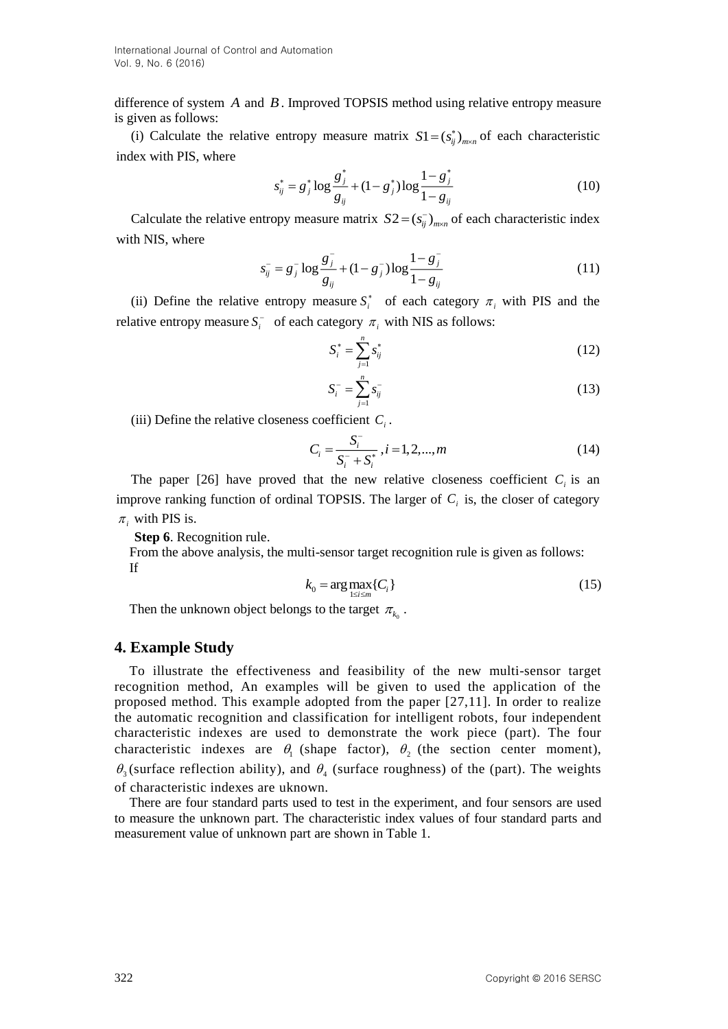difference of system $A$ and $B$. Improved TOPSIS method using relative entropy measure is given as follows:

(i) Calculate the relative entropy measure matrix $S1=(s_{ij}^{*})_{m\times n}$ of each characteristic index with PIS, where

$$s_{ij}^{*}=g_{j}^{*}\log\frac{g_{j}^{*}}{g_{ij}}+(1-g_{j}^{*})\log\frac{1-g_{j}^{*}}{1-g_{ij}} \tag{10}$$

Calculate the relative entropy measure matrix $S2=(s_{ij}^{-})_{m\times n}$ of each characteristic index with NIS, where

$$s_{ij}^{-}=g_{j}^{-}\log\frac{g_{j}^{-}}{g_{ij}}+(1-g_{j}^{-})\log\frac{1-g_{j}^{-}}{1-g_{ij}} \tag{11}$$

(ii) Define the relative entropy measure $S_i^{*}$ of each category $\pi_i$ with PIS and the relative entropy measure $S_i^{-}$ of each category $\pi_i$ with NIS as follows:

$$S_i^{*}=\sum_{j=1}^{n}s_{ij}^{*} \tag{12}$$

$$S_i^{-}=\sum_{j=1}^{n}s_{ij}^{-} \tag{13}$$

(iii) Define the relative closeness coefficient $C_i$.

$$C_i=\frac{S_i^{-}}{S_i^{-}+S_i^{*}},i=1,2,...,m \tag{14}$$

The paper [26] have proved that the new relative closeness coefficient $C_i$ is an improve ranking function of ordinal TOPSIS. The larger of $C_i$ is, the closer of category $\pi_i$ with PIS is.

**Step 6**. Recognition rule.

From the above analysis, the multi-sensor target recognition rule is given as follows:

If

$$k_0=\arg\max_{1\le i\le m}\{C_i\} \tag{15}$$

Then the unknown object belongs to the target $\pi_{k_0}$.

## 4. Example Study

To illustrate the effectiveness and feasibility of the new multi-sensor target recognition method, An examples will be given to used the application of the proposed method. This example adopted from the paper [27,11]. In order to realize the automatic recognition and classification for intelligent robots, four independent characteristic indexes are used to demonstrate the work piece (part). The four characteristic indexes are $\theta_1$ (shape factor), $\theta_2$ (the section center moment), $\theta_3$ (surface reflection ability), and $\theta_4$ (surface roughness) of the (part). The weights of characteristic indexes are uknown.

There are four standard parts used to test in the experiment, and four sensors are used to measure the unknown part. The characteristic index values of four standard parts and measurement value of unknown part are shown in Table 1.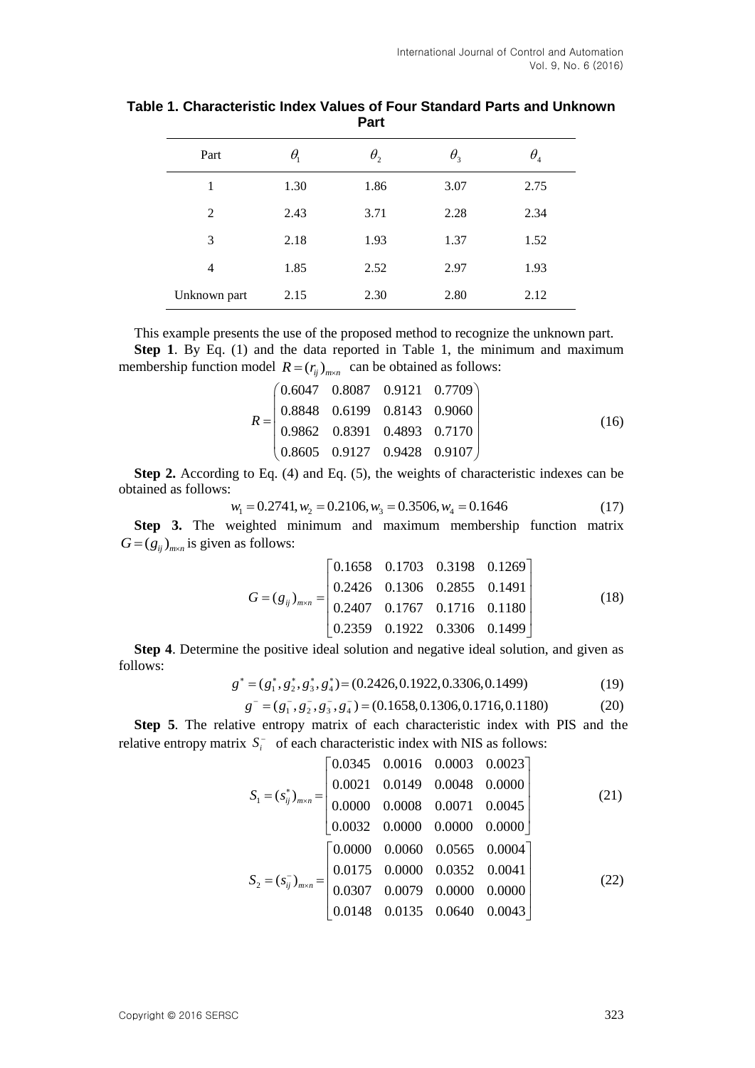**Table 1. Characteristic Index Values of Four Standard Parts and Unknown Part**

| Part | $\theta_1$ | $\theta_2$ | $\theta_3$ | $\theta_4$ |
|---|---|---|---|---|
| 1 | 1.30 | 1.86 | 3.07 | 2.75 |
| 2 | 2.43 | 3.71 | 2.28 | 2.34 |
| 3 | 2.18 | 1.93 | 1.37 | 1.52 |
| 4 | 1.85 | 2.52 | 2.97 | 1.93 |
| Unknown part | 2.15 | 2.30 | 2.80 | 2.12 |

This example presents the use of the proposed method to recognize the unknown part.

**Step 1**. By Eq. (1) and the data reported in Table 1, the minimum and maximum membership function model $R=(r_{ij})_{m\times n}$ can be obtained as follows:

$$R=\begin{pmatrix} 0.6047 & 0.8087 & 0.9121 & 0.7709 \\ 0.8848 & 0.6199 & 0.8143 & 0.9060 \\ 0.9862 & 0.8391 & 0.4893 & 0.7170 \\ 0.8605 & 0.9127 & 0.9428 & 0.9107 \end{pmatrix} \tag{16}$$

**Step 2.** According to Eq. (4) and Eq. (5), the weights of characteristic indexes can be obtained as follows:

$$w_1=0.2741, w_2=0.2106, w_3=0.3506, w_4=0.1646 \tag{17}$$

**Step 3.** The weighted minimum and maximum membership function matrix $G=(g_{ij})_{m\times n}$ is given as follows:

$$G=(g_{ij})_{m\times n}=\begin{bmatrix} 0.1658 & 0.1703 & 0.3198 & 0.1269 \\ 0.2426 & 0.1306 & 0.2855 & 0.1491 \\ 0.2407 & 0.1767 & 0.1716 & 0.1180 \\ 0.2359 & 0.1922 & 0.3306 & 0.1499 \end{bmatrix} \tag{18}$$

**Step 4**. Determine the positive ideal solution and negative ideal solution, and given as follows:

$$g^*=(g_1^*, g_2^*, g_3^*, g_4^*)=(0.2426, 0.1922, 0.3306, 0.1499) \tag{19}$$

$$g^-=(g_1^-, g_2^-, g_3^-, g_4^-)=(0.1658, 0.1306, 0.1716, 0.1180) \tag{20}$$

**Step 5**. The relative entropy matrix of each characteristic index with PIS and the relative entropy matrix $S_i^-$ of each characteristic index with NIS as follows:

$$S_1=(s_{ij}^*)_{m\times n}=\begin{bmatrix} 0.0345 & 0.0016 & 0.0003 & 0.0023 \\ 0.0021 & 0.0149 & 0.0048 & 0.0000 \\ 0.0000 & 0.0008 & 0.0071 & 0.0045 \\ 0.0032 & 0.0000 & 0.0000 & 0.0000 \end{bmatrix} \tag{21}$$

$$S_2=(s_{ij}^-)_{m\times n}=\begin{bmatrix} 0.0000 & 0.0060 & 0.0565 & 0.0004 \\ 0.0175 & 0.0000 & 0.0352 & 0.0041 \\ 0.0307 & 0.0079 & 0.0000 & 0.0000 \\ 0.0148 & 0.0135 & 0.0640 & 0.0043 \end{bmatrix} \tag{22}$$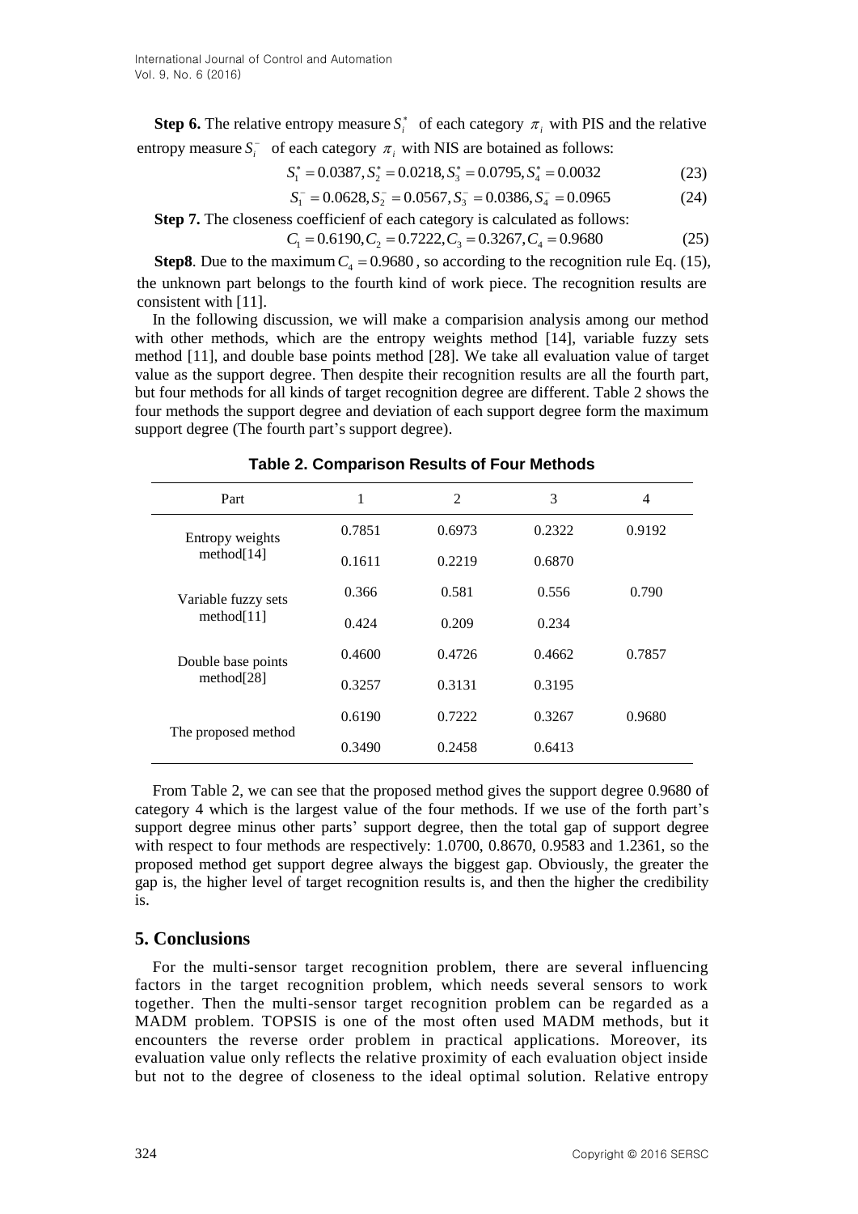**Step 6.** The relative entropy measure $S_i^*$ of each category $\pi_i$ with PIS and the relative entropy measure $S_i^-$ of each category $\pi_i$ with NIS are botained as follows:

$$S_1^* = 0.0387, S_2^* = 0.0218, S_3^* = 0.0795, S_4^* = 0.0032 \tag{23}$$

$$S_1^- = 0.0628, S_2^- = 0.0567, S_3^- = 0.0386, S_4^- = 0.0965 \tag{24}$$

**Step 7.** The closeness coefficienf of each category is calculated as follows:

$$C_1 = 0.6190, C_2 = 0.7222, C_3 = 0.3267, C_4 = 0.9680 \tag{25}$$

**Step8**. Due to the maximum $C_4 = 0.9680$, so according to the recognition rule Eq. (15), the unknown part belongs to the fourth kind of work piece. The recognition results are consistent with [11].

In the following discussion, we will make a comparision analysis among our method with other methods, which are the entropy weights method [14], variable fuzzy sets method [11], and double base points method [28]. We take all evaluation value of target value as the support degree. Then despite their recognition results are all the fourth part, but four methods for all kinds of target recognition degree are different. Table 2 shows the four methods the support degree and deviation of each support degree form the maximum support degree (The fourth part's support degree).

**Table 2. Comparison Results of Four Methods**

| Part | 1 | 2 | 3 | 4 |
|---|---|---|---|---|
| Entropy weights method[14] | 0.7851 | 0.6973 | 0.2322 | 0.9192 |
| | 0.1611 | 0.2219 | 0.6870 | |
| Variable fuzzy sets method[11] | 0.366 | 0.581 | 0.556 | 0.790 |
| | 0.424 | 0.209 | 0.234 | |
| Double base points method[28] | 0.4600 | 0.4726 | 0.4662 | 0.7857 |
| | 0.3257 | 0.3131 | 0.3195 | |
| The proposed method | 0.6190 | 0.7222 | 0.3267 | 0.9680 |
| | 0.3490 | 0.2458 | 0.6413 | |

From Table 2, we can see that the proposed method gives the support degree 0.9680 of category 4 which is the largest value of the four methods. If we use of the forth part's support degree minus other parts' support degree, then the total gap of support degree with respect to four methods are respectively: 1.0700, 0.8670, 0.9583 and 1.2361, so the proposed method get support degree always the biggest gap. Obviously, the greater the gap is, the higher level of target recognition results is, and then the higher the credibility is.

## 5. Conclusions

For the multi-sensor target recognition problem, there are several influencing factors in the target recognition problem, which needs several sensors to work together. Then the multi-sensor target recognition problem can be regarded as a MADM problem. TOPSIS is one of the most often used MADM methods, but it encounters the reverse order problem in practical applications. Moreover, its evaluation value only reflects the relative proximity of each evaluation object inside but not to the degree of closeness to the ideal optimal solution. Relative entropy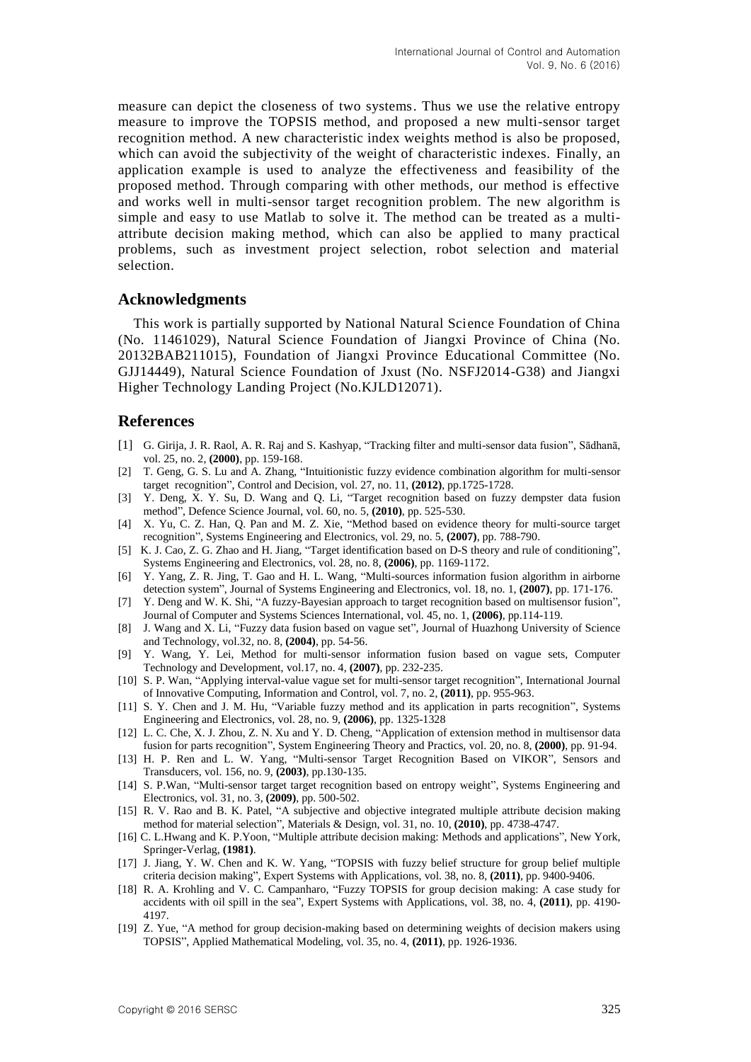measure can depict the closeness of two systems. Thus we use the relative entropy measure to improve the TOPSIS method, and proposed a new multi-sensor target recognition method. A new characteristic index weights method is also be proposed, which can avoid the subjectivity of the weight of characteristic indexes. Finally, an application example is used to analyze the effectiveness and feasibility of the proposed method. Through comparing with other methods, our method is effective and works well in multi-sensor target recognition problem. The new algorithm is simple and easy to use Matlab to solve it. The method can be treated as a multi-attribute decision making method, which can also be applied to many practical problems, such as investment project selection, robot selection and material selection.

## Acknowledgments

This work is partially supported by National Natural Science Foundation of China (No. 11461029), Natural Science Foundation of Jiangxi Province of China (No. 20132BAB211015), Foundation of Jiangxi Province Educational Committee (No. GJJ14449), Natural Science Foundation of Jxust (No. NSFJ2014-G38) and Jiangxi Higher Technology Landing Project (No.KJLD12071).

## References

[1] G. Girija, J. R. Raol, A. R. Raj and S. Kashyap, "Tracking filter and multi-sensor data fusion", Sādhanā, vol. 25, no. 2, **(2000)**, pp. 159-168.

[2] T. Geng, G. S. Lu and A. Zhang, "Intuitionistic fuzzy evidence combination algorithm for multi-sensor target recognition", Control and Decision, vol. 27, no. 11, **(2012)**, pp.1725-1728.

[3] Y. Deng, X. Y. Su, D. Wang and Q. Li, "Target recognition based on fuzzy dempster data fusion method", Defence Science Journal, vol. 60, no. 5, **(2010)**, pp. 525-530.

[4] X. Yu, C. Z. Han, Q. Pan and M. Z. Xie, "Method based on evidence theory for multi-source target recognition", Systems Engineering and Electronics, vol. 29, no. 5, **(2007)**, pp. 788-790.

[5] K. J. Cao, Z. G. Zhao and H. Jiang, "Target identification based on D-S theory and rule of conditioning", Systems Engineering and Electronics, vol. 28, no. 8, **(2006)**, pp. 1169-1172.

[6] Y. Yang, Z. R. Jing, T. Gao and H. L. Wang, "Multi-sources information fusion algorithm in airborne detection system", Journal of Systems Engineering and Electronics, vol. 18, no. 1, **(2007)**, pp. 171-176.

[7] Y. Deng and W. K. Shi, "A fuzzy-Bayesian approach to target recognition based on multisensor fusion", Journal of Computer and Systems Sciences International, vol. 45, no. 1, **(2006)**, pp.114-119.

[8] J. Wang and X. Li, "Fuzzy data fusion based on vague set", Journal of Huazhong University of Science and Technology, vol.32, no. 8, **(2004)**, pp. 54-56.

[9] Y. Wang, Y. Lei, Method for multi-sensor information fusion based on vague sets, Computer Technology and Development, vol.17, no. 4, **(2007)**, pp. 232-235.

[10] S. P. Wan, "Applying interval-value vague set for multi-sensor target recognition", International Journal of Innovative Computing, Information and Control, vol. 7, no. 2, **(2011)**, pp. 955-963.

[11] S. Y. Chen and J. M. Hu, "Variable fuzzy method and its application in parts recognition", Systems Engineering and Electronics, vol. 28, no. 9, **(2006)**, pp. 1325-1328

[12] L. C. Che, X. J. Zhou, Z. N. Xu and Y. D. Cheng, "Application of extension method in multisensor data fusion for parts recognition", System Engineering Theory and Practics, vol. 20, no. 8, **(2000)**, pp. 91-94.

[13] H. P. Ren and L. W. Yang, "Multi-sensor Target Recognition Based on VIKOR", Sensors and Transducers, vol. 156, no. 9, **(2003)**, pp.130-135.

[14] S. P.Wan, "Multi-sensor target target recognition based on entropy weight", Systems Engineering and Electronics, vol. 31, no. 3, **(2009)**, pp. 500-502.

[15] R. V. Rao and B. K. Patel, "A subjective and objective integrated multiple attribute decision making method for material selection", Materials & Design, vol. 31, no. 10, **(2010)**, pp. 4738-4747.

[16] C. L.Hwang and K. P.Yoon, "Multiple attribute decision making: Methods and applications", New York, Springer-Verlag, **(1981)**.

[17] J. Jiang, Y. W. Chen and K. W. Yang, "TOPSIS with fuzzy belief structure for group belief multiple criteria decision making", Expert Systems with Applications, vol. 38, no. 8, **(2011)**, pp. 9400-9406.

[18] R. A. Krohling and V. C. Campanharo, "Fuzzy TOPSIS for group decision making: A case study for accidents with oil spill in the sea", Expert Systems with Applications, vol. 38, no. 4, **(2011)**, pp. 4190-4197.

[19] Z. Yue, "A method for group decision-making based on determining weights of decision makers using TOPSIS", Applied Mathematical Modeling, vol. 35, no. 4, **(2011)**, pp. 1926-1936.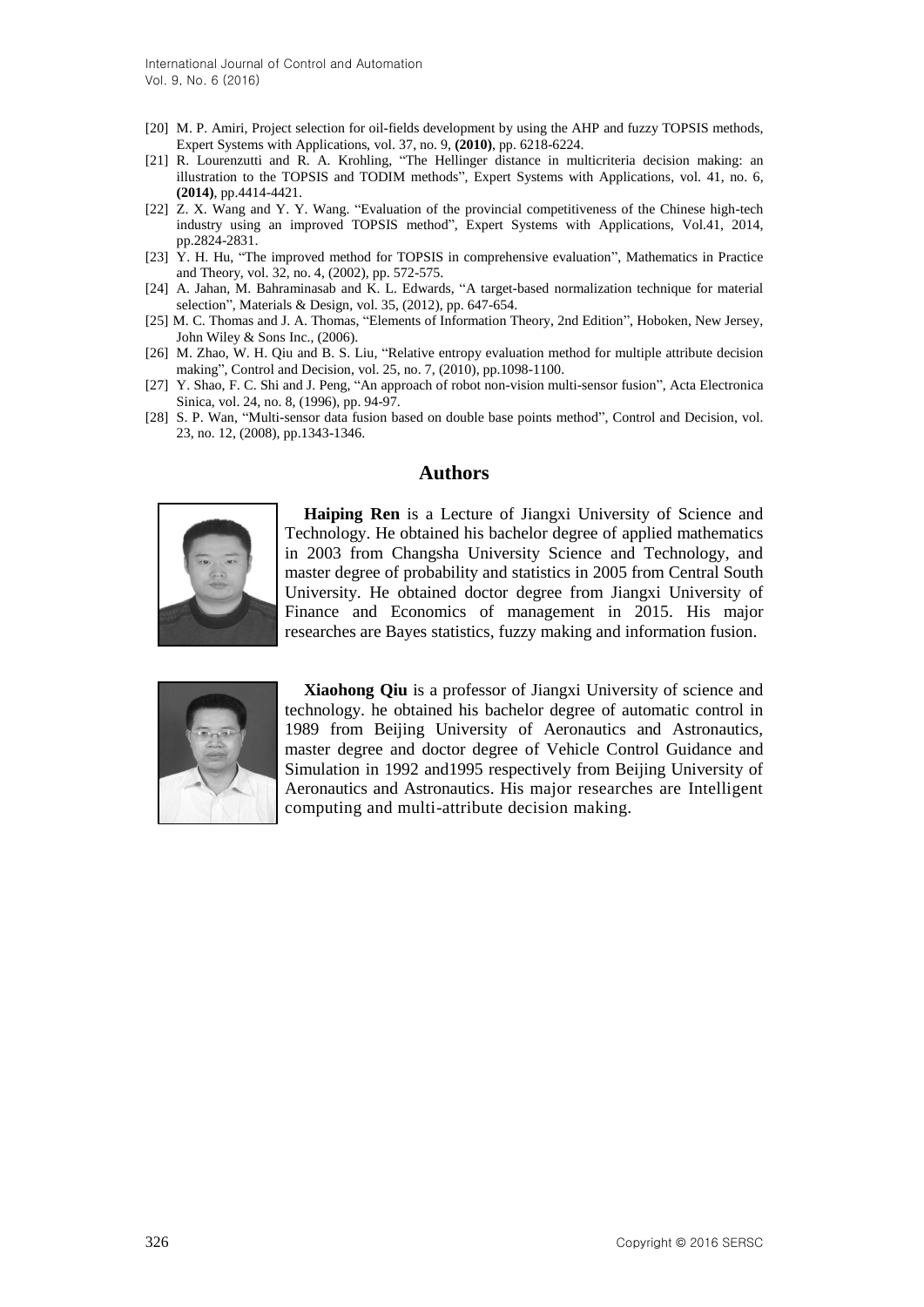[20] M. P. Amiri, Project selection for oil-fields development by using the AHP and fuzzy TOPSIS methods, Expert Systems with Applications, vol. 37, no. 9, **(2010)**, pp. 6218-6224.

[21] R. Lourenzutti and R. A. Krohling, "The Hellinger distance in multicriteria decision making: an illustration to the TOPSIS and TODIM methods", Expert Systems with Applications, vol. 41, no. 6, **(2014)**, pp.4414-4421.

[22] Z. X. Wang and Y. Y. Wang. "Evaluation of the provincial competitiveness of the Chinese high-tech industry using an improved TOPSIS method", Expert Systems with Applications, Vol.41, 2014, pp.2824-2831.

[23] Y. H. Hu, "The improved method for TOPSIS in comprehensive evaluation", Mathematics in Practice and Theory, vol. 32, no. 4, (2002), pp. 572-575.

[24] A. Jahan, M. Bahraminasab and K. L. Edwards, "A target-based normalization technique for material selection", Materials & Design, vol. 35, (2012), pp. 647-654.

[25] M. C. Thomas and J. A. Thomas, "Elements of Information Theory, 2nd Edition", Hoboken, New Jersey, John Wiley & Sons Inc., (2006).

[26] M. Zhao, W. H. Qiu and B. S. Liu, "Relative entropy evaluation method for multiple attribute decision making", Control and Decision, vol. 25, no. 7, (2010), pp.1098-1100.

[27] Y. Shao, F. C. Shi and J. Peng, "An approach of robot non-vision multi-sensor fusion", Acta Electronica Sinica, vol. 24, no. 8, (1996), pp. 94-97.

[28] S. P. Wan, "Multi-sensor data fusion based on double base points method", Control and Decision, vol. 23, no. 12, (2008), pp.1343-1346.

## Authors

**Haiping Ren** is a Lecture of Jiangxi University of Science and Technology. He obtained his bachelor degree of applied mathematics in 2003 from Changsha University Science and Technology, and master degree of probability and statistics in 2005 from Central South University. He obtained doctor degree from Jiangxi University of Finance and Economics of management in 2015. His major researches are Bayes statistics, fuzzy making and information fusion.

**Xiaohong Qiu** is a professor of Jiangxi University of science and technology. he obtained his bachelor degree of automatic control in 1989 from Beijing University of Aeronautics and Astronautics, master degree and doctor degree of Vehicle Control Guidance and Simulation in 1992 and1995 respectively from Beijing University of Aeronautics and Astronautics. His major researches are Intelligent computing and multi-attribute decision making.